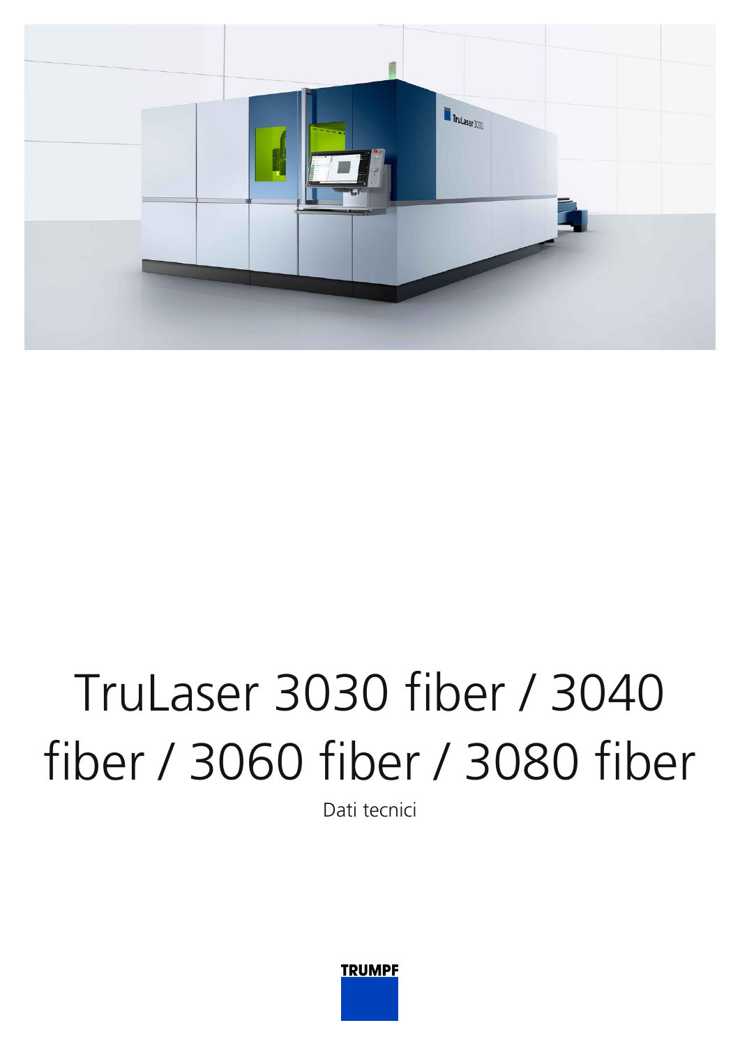# TruLaser 3030 fiber / 3040 fiber / 3060 fiber / 3080 fiber

Dati tecnici

TRUMPF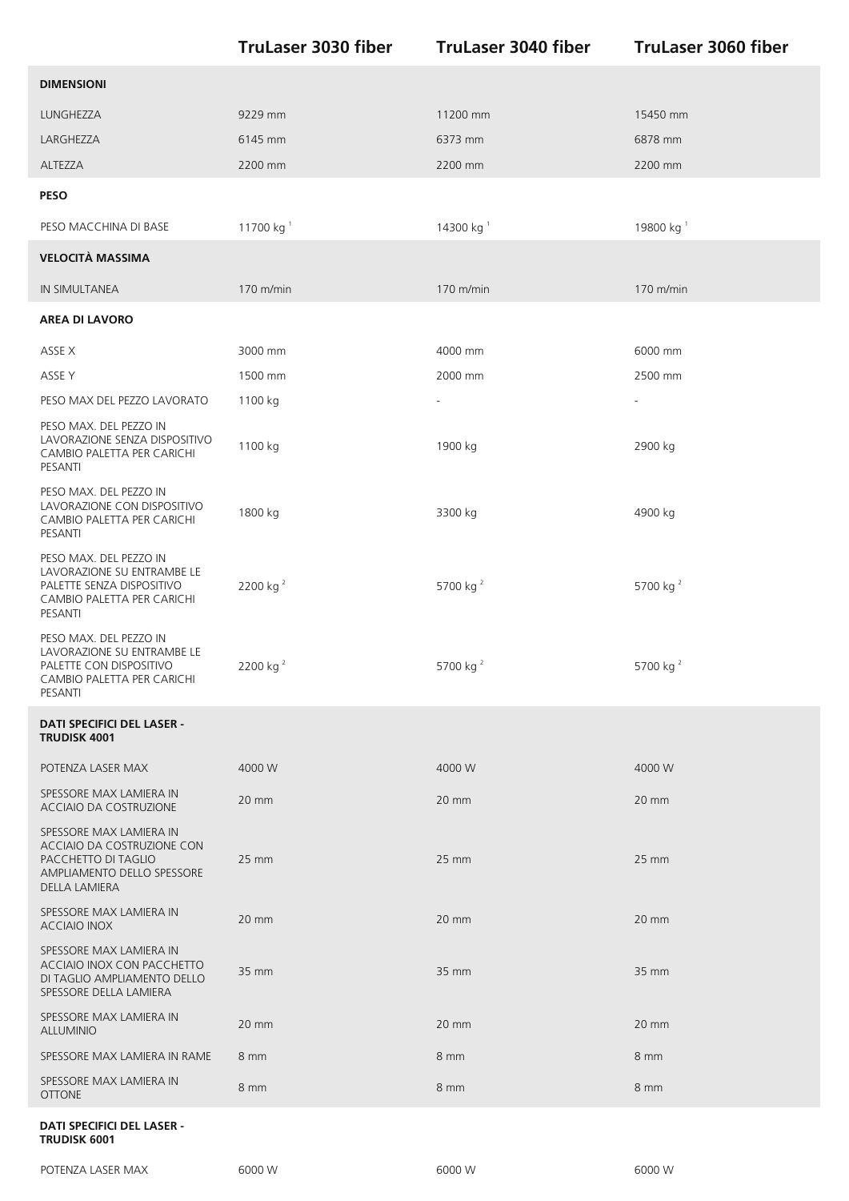| | TruLaser 3030 fiber | TruLaser 3040 fiber | TruLaser 3060 fiber |
|---|---|---|---|
| **DIMENSIONI** | | | |
| LUNGHEZZA | 9229 mm | 11200 mm | 15450 mm |
| LARGHEZZA | 6145 mm | 6373 mm | 6878 mm |
| ALTEZZA | 2200 mm | 2200 mm | 2200 mm |
| **PESO** | | | |
| PESO MACCHINA DI BASE | 11700 kg [1] | 14300 kg [1] | 19800 kg [1] |
| **VELOCITÀ MASSIMA** | | | |
| IN SIMULTANEA | 170 m/min | 170 m/min | 170 m/min |
| **AREA DI LAVORO** | | | |
| ASSE X | 3000 mm | 4000 mm | 6000 mm |
| ASSE Y | 1500 mm | 2000 mm | 2500 mm |
| PESO MAX DEL PEZZO LAVORATO | 1100 kg | - | - |
| PESO MAX. DEL PEZZO IN LAVORAZIONE SENZA DISPOSITIVO CAMBIO PALETTA PER CARICHI PESANTI | 1100 kg | 1900 kg | 2900 kg |
| PESO MAX. DEL PEZZO IN LAVORAZIONE CON DISPOSITIVO CAMBIO PALETTA PER CARICHI PESANTI | 1800 kg | 3300 kg | 4900 kg |
| PESO MAX. DEL PEZZO IN LAVORAZIONE SU ENTRAMBE LE PALETTE SENZA DISPOSITIVO CAMBIO PALETTA PER CARICHI PESANTI | 2200 kg [2] | 5700 kg [2] | 5700 kg [2] |
| PESO MAX. DEL PEZZO IN LAVORAZIONE SU ENTRAMBE LE PALETTE CON DISPOSITIVO CAMBIO PALETTA PER CARICHI PESANTI | 2200 kg [2] | 5700 kg [2] | 5700 kg [2] |
| **DATI SPECIFICI DEL LASER - TRUDISK 4001** | | | |
| POTENZA LASER MAX | 4000 W | 4000 W | 4000 W |
| SPESSORE MAX LAMIERA IN ACCIAIO DA COSTRUZIONE | 20 mm | 20 mm | 20 mm |
| SPESSORE MAX LAMIERA IN ACCIAIO DA COSTRUZIONE CON PACCHETTO DI TAGLIO AMPLIAMENTO DELLO SPESSORE DELLA LAMIERA | 25 mm | 25 mm | 25 mm |
| SPESSORE MAX LAMIERA IN ACCIAIO INOX | 20 mm | 20 mm | 20 mm |
| SPESSORE MAX LAMIERA IN ACCIAIO INOX CON PACCHETTO DI TAGLIO AMPLIAMENTO DELLO SPESSORE DELLA LAMIERA | 35 mm | 35 mm | 35 mm |
| SPESSORE MAX LAMIERA IN ALLUMINIO | 20 mm | 20 mm | 20 mm |
| SPESSORE MAX LAMIERA IN RAME | 8 mm | 8 mm | 8 mm |
| SPESSORE MAX LAMIERA IN OTTONE | 8 mm | 8 mm | 8 mm |
| **DATI SPECIFICI DEL LASER - TRUDISK 6001** | | | |
| POTENZA LASER MAX | 6000 W | 6000 W | 6000 W |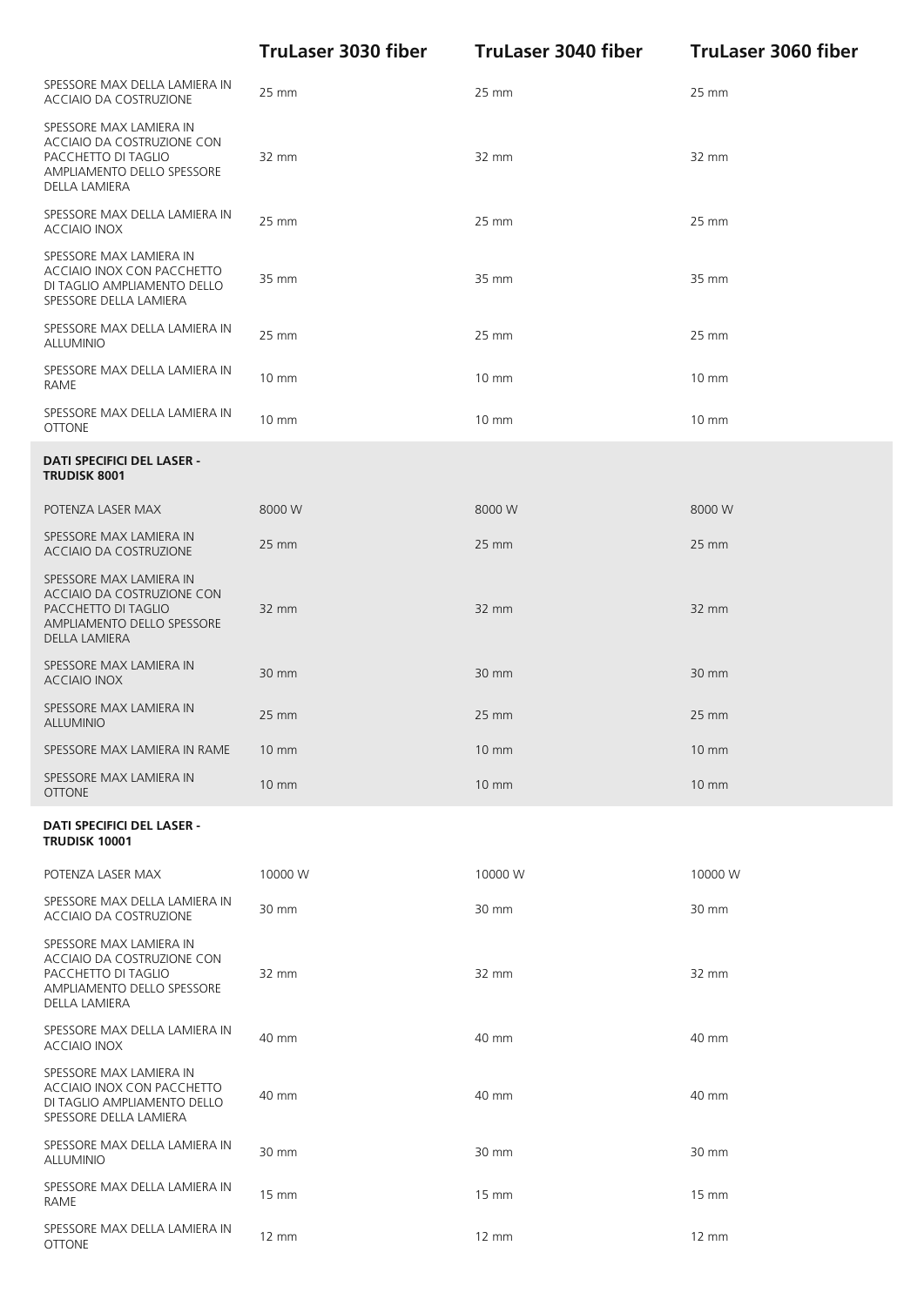| | TruLaser 3030 fiber | TruLaser 3040 fiber | TruLaser 3060 fiber |
|---|---|---|---|
| SPESSORE MAX DELLA LAMIERA IN ACCIAIO DA COSTRUZIONE | 25 mm | 25 mm | 25 mm |
| SPESSORE MAX LAMIERA IN ACCIAIO DA COSTRUZIONE CON PACCHETTO DI TAGLIO AMPLIAMENTO DELLO SPESSORE DELLA LAMIERA | 32 mm | 32 mm | 32 mm |
| SPESSORE MAX DELLA LAMIERA IN ACCIAIO INOX | 25 mm | 25 mm | 25 mm |
| SPESSORE MAX LAMIERA IN ACCIAIO INOX CON PACCHETTO DI TAGLIO AMPLIAMENTO DELLO SPESSORE DELLA LAMIERA | 35 mm | 35 mm | 35 mm |
| SPESSORE MAX DELLA LAMIERA IN ALLUMINIO | 25 mm | 25 mm | 25 mm |
| SPESSORE MAX DELLA LAMIERA IN RAME | 10 mm | 10 mm | 10 mm |
| SPESSORE MAX DELLA LAMIERA IN OTTONE | 10 mm | 10 mm | 10 mm |
| **DATI SPECIFICI DEL LASER - TRUDISK 8001** | | | |
| POTENZA LASER MAX | 8000 W | 8000 W | 8000 W |
| SPESSORE MAX LAMIERA IN ACCIAIO DA COSTRUZIONE | 25 mm | 25 mm | 25 mm |
| SPESSORE MAX LAMIERA IN ACCIAIO DA COSTRUZIONE CON PACCHETTO DI TAGLIO AMPLIAMENTO DELLO SPESSORE DELLA LAMIERA | 32 mm | 32 mm | 32 mm |
| SPESSORE MAX LAMIERA IN ACCIAIO INOX | 30 mm | 30 mm | 30 mm |
| SPESSORE MAX LAMIERA IN ALLUMINIO | 25 mm | 25 mm | 25 mm |
| SPESSORE MAX LAMIERA IN RAME | 10 mm | 10 mm | 10 mm |
| SPESSORE MAX LAMIERA IN OTTONE | 10 mm | 10 mm | 10 mm |
| **DATI SPECIFICI DEL LASER - TRUDISK 10001** | | | |
| POTENZA LASER MAX | 10000 W | 10000 W | 10000 W |
| SPESSORE MAX DELLA LAMIERA IN ACCIAIO DA COSTRUZIONE | 30 mm | 30 mm | 30 mm |
| SPESSORE MAX LAMIERA IN ACCIAIO DA COSTRUZIONE CON PACCHETTO DI TAGLIO AMPLIAMENTO DELLO SPESSORE DELLA LAMIERA | 32 mm | 32 mm | 32 mm |
| SPESSORE MAX DELLA LAMIERA IN ACCIAIO INOX | 40 mm | 40 mm | 40 mm |
| SPESSORE MAX LAMIERA IN ACCIAIO INOX CON PACCHETTO DI TAGLIO AMPLIAMENTO DELLO SPESSORE DELLA LAMIERA | 40 mm | 40 mm | 40 mm |
| SPESSORE MAX DELLA LAMIERA IN ALLUMINIO | 30 mm | 30 mm | 30 mm |
| SPESSORE MAX DELLA LAMIERA IN RAME | 15 mm | 15 mm | 15 mm |
| SPESSORE MAX DELLA LAMIERA IN OTTONE | 12 mm | 12 mm | 12 mm |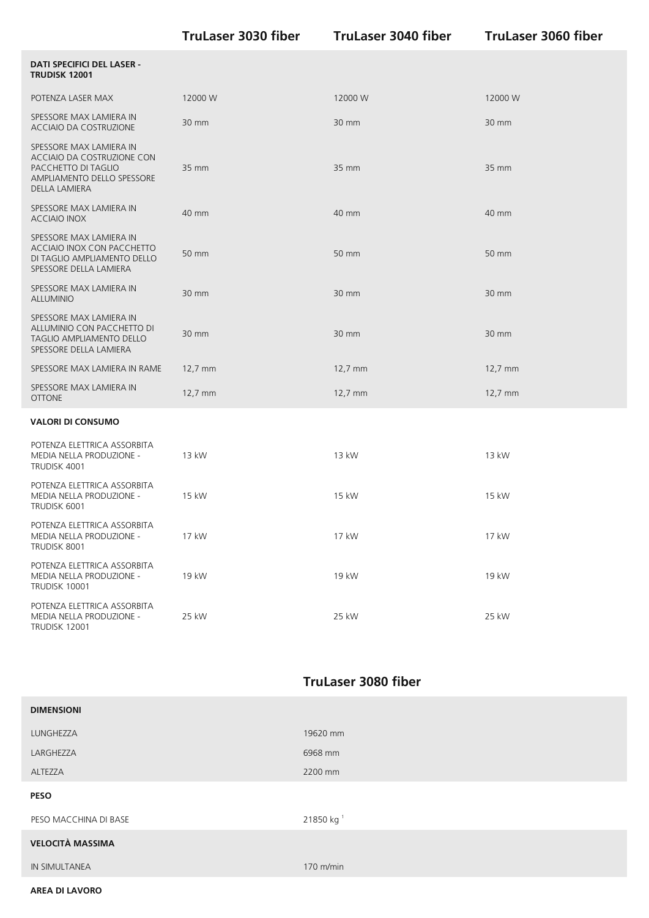| | TruLaser 3030 fiber | TruLaser 3040 fiber | TruLaser 3060 fiber |
|---|---|---|---|
| **DATI SPECIFICI DEL LASER - TRUDISK 12001** | | | |
| POTENZA LASER MAX | 12000 W | 12000 W | 12000 W |
| SPESSORE MAX LAMIERA IN ACCIAIO DA COSTRUZIONE | 30 mm | 30 mm | 30 mm |
| SPESSORE MAX LAMIERA IN ACCIAIO DA COSTRUZIONE CON PACCHETTO DI TAGLIO AMPLIAMENTO DELLO SPESSORE DELLA LAMIERA | 35 mm | 35 mm | 35 mm |
| SPESSORE MAX LAMIERA IN ACCIAIO INOX | 40 mm | 40 mm | 40 mm |
| SPESSORE MAX LAMIERA IN ACCIAIO INOX CON PACCHETTO DI TAGLIO AMPLIAMENTO DELLO SPESSORE DELLA LAMIERA | 50 mm | 50 mm | 50 mm |
| SPESSORE MAX LAMIERA IN ALLUMINIO | 30 mm | 30 mm | 30 mm |
| SPESSORE MAX LAMIERA IN ALLUMINIO CON PACCHETTO DI TAGLIO AMPLIAMENTO DELLO SPESSORE DELLA LAMIERA | 30 mm | 30 mm | 30 mm |
| SPESSORE MAX LAMIERA IN RAME | 12,7 mm | 12,7 mm | 12,7 mm |
| SPESSORE MAX LAMIERA IN OTTONE | 12,7 mm | 12,7 mm | 12,7 mm |
| **VALORI DI CONSUMO** | | | |
| POTENZA ELETTRICA ASSORBITA MEDIA NELLA PRODUZIONE - TRUDISK 4001 | 13 kW | 13 kW | 13 kW |
| POTENZA ELETTRICA ASSORBITA MEDIA NELLA PRODUZIONE - TRUDISK 6001 | 15 kW | 15 kW | 15 kW |
| POTENZA ELETTRICA ASSORBITA MEDIA NELLA PRODUZIONE - TRUDISK 8001 | 17 kW | 17 kW | 17 kW |
| POTENZA ELETTRICA ASSORBITA MEDIA NELLA PRODUZIONE - TRUDISK 10001 | 19 kW | 19 kW | 19 kW |
| POTENZA ELETTRICA ASSORBITA MEDIA NELLA PRODUZIONE - TRUDISK 12001 | 25 kW | 25 kW | 25 kW |

| | TruLaser 3080 fiber |
|---|---|
| **DIMENSIONI** | |
| LUNGHEZZA | 19620 mm |
| LARGHEZZA | 6968 mm |
| ALTEZZA | 2200 mm |
| **PESO** | |
| PESO MACCHINA DI BASE | 21850 kg [1] |
| **VELOCITÀ MASSIMA** | |
| IN SIMULTANEA | 170 m/min |
| **AREA DI LAVORO** | |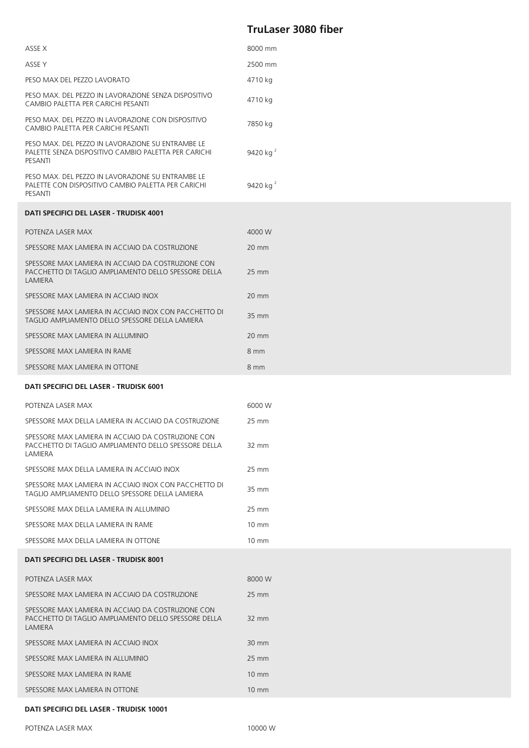| | TruLaser 3080 fiber |
|---|---|
| ASSE X | 8000 mm |
| ASSE Y | 2500 mm |
| PESO MAX DEL PEZZO LAVORATO | 4710 kg |
| PESO MAX. DEL PEZZO IN LAVORAZIONE SENZA DISPOSITIVO CAMBIO PALETTA PER CARICHI PESANTI | 4710 kg |
| PESO MAX. DEL PEZZO IN LAVORAZIONE CON DISPOSITIVO CAMBIO PALETTA PER CARICHI PESANTI | 7850 kg |
| PESO MAX. DEL PEZZO IN LAVORAZIONE SU ENTRAMBE LE PALETTE SENZA DISPOSITIVO CAMBIO PALETTA PER CARICHI PESANTI | 9420 kg [2] |
| PESO MAX. DEL PEZZO IN LAVORAZIONE SU ENTRAMBE LE PALETTE CON DISPOSITIVO CAMBIO PALETTA PER CARICHI PESANTI | 9420 kg [2] |
| **DATI SPECIFICI DEL LASER - TRUDISK 4001** | |
| POTENZA LASER MAX | 4000 W |
| SPESSORE MAX LAMIERA IN ACCIAIO DA COSTRUZIONE | 20 mm |
| SPESSORE MAX LAMIERA IN ACCIAIO DA COSTRUZIONE CON PACCHETTO DI TAGLIO AMPLIAMENTO DELLO SPESSORE DELLA LAMIERA | 25 mm |
| SPESSORE MAX LAMIERA IN ACCIAIO INOX | 20 mm |
| SPESSORE MAX LAMIERA IN ACCIAIO INOX CON PACCHETTO DI TAGLIO AMPLIAMENTO DELLO SPESSORE DELLA LAMIERA | 35 mm |
| SPESSORE MAX LAMIERA IN ALLUMINIO | 20 mm |
| SPESSORE MAX LAMIERA IN RAME | 8 mm |
| SPESSORE MAX LAMIERA IN OTTONE | 8 mm |
| **DATI SPECIFICI DEL LASER - TRUDISK 6001** | |
| POTENZA LASER MAX | 6000 W |
| SPESSORE MAX DELLA LAMIERA IN ACCIAIO DA COSTRUZIONE | 25 mm |
| SPESSORE MAX LAMIERA IN ACCIAIO DA COSTRUZIONE CON PACCHETTO DI TAGLIO AMPLIAMENTO DELLO SPESSORE DELLA LAMIERA | 32 mm |
| SPESSORE MAX DELLA LAMIERA IN ACCIAIO INOX | 25 mm |
| SPESSORE MAX LAMIERA IN ACCIAIO INOX CON PACCHETTO DI TAGLIO AMPLIAMENTO DELLO SPESSORE DELLA LAMIERA | 35 mm |
| SPESSORE MAX DELLA LAMIERA IN ALLUMINIO | 25 mm |
| SPESSORE MAX DELLA LAMIERA IN RAME | 10 mm |
| SPESSORE MAX DELLA LAMIERA IN OTTONE | 10 mm |
| **DATI SPECIFICI DEL LASER - TRUDISK 8001** | |
| POTENZA LASER MAX | 8000 W |
| SPESSORE MAX LAMIERA IN ACCIAIO DA COSTRUZIONE | 25 mm |
| SPESSORE MAX LAMIERA IN ACCIAIO DA COSTRUZIONE CON PACCHETTO DI TAGLIO AMPLIAMENTO DELLO SPESSORE DELLA LAMIERA | 32 mm |
| SPESSORE MAX LAMIERA IN ACCIAIO INOX | 30 mm |
| SPESSORE MAX LAMIERA IN ALLUMINIO | 25 mm |
| SPESSORE MAX LAMIERA IN RAME | 10 mm |
| SPESSORE MAX LAMIERA IN OTTONE | 10 mm |
| **DATI SPECIFICI DEL LASER - TRUDISK 10001** | |
| POTENZA LASER MAX | 10000 W |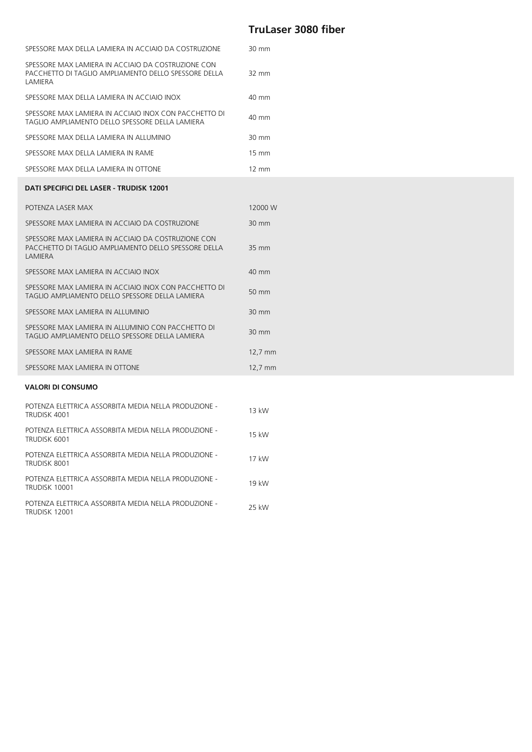| | TruLaser 3080 fiber |
|---|---|
| SPESSORE MAX DELLA LAMIERA IN ACCIAIO DA COSTRUZIONE | 30 mm |
| SPESSORE MAX LAMIERA IN ACCIAIO DA COSTRUZIONE CON PACCHETTO DI TAGLIO AMPLIAMENTO DELLO SPESSORE DELLA LAMIERA | 32 mm |
| SPESSORE MAX DELLA LAMIERA IN ACCIAIO INOX | 40 mm |
| SPESSORE MAX LAMIERA IN ACCIAIO INOX CON PACCHETTO DI TAGLIO AMPLIAMENTO DELLO SPESSORE DELLA LAMIERA | 40 mm |
| SPESSORE MAX DELLA LAMIERA IN ALLUMINIO | 30 mm |
| SPESSORE MAX DELLA LAMIERA IN RAME | 15 mm |
| SPESSORE MAX DELLA LAMIERA IN OTTONE | 12 mm |
| **DATI SPECIFICI DEL LASER - TRUDISK 12001** | |
| POTENZA LASER MAX | 12000 W |
| SPESSORE MAX LAMIERA IN ACCIAIO DA COSTRUZIONE | 30 mm |
| SPESSORE MAX LAMIERA IN ACCIAIO DA COSTRUZIONE CON PACCHETTO DI TAGLIO AMPLIAMENTO DELLO SPESSORE DELLA LAMIERA | 35 mm |
| SPESSORE MAX LAMIERA IN ACCIAIO INOX | 40 mm |
| SPESSORE MAX LAMIERA IN ACCIAIO INOX CON PACCHETTO DI TAGLIO AMPLIAMENTO DELLO SPESSORE DELLA LAMIERA | 50 mm |
| SPESSORE MAX LAMIERA IN ALLUMINIO | 30 mm |
| SPESSORE MAX LAMIERA IN ALLUMINIO CON PACCHETTO DI TAGLIO AMPLIAMENTO DELLO SPESSORE DELLA LAMIERA | 30 mm |
| SPESSORE MAX LAMIERA IN RAME | 12,7 mm |
| SPESSORE MAX LAMIERA IN OTTONE | 12,7 mm |
| **VALORI DI CONSUMO** | |
| POTENZA ELETTRICA ASSORBITA MEDIA NELLA PRODUZIONE - TRUDISK 4001 | 13 kW |
| POTENZA ELETTRICA ASSORBITA MEDIA NELLA PRODUZIONE - TRUDISK 6001 | 15 kW |
| POTENZA ELETTRICA ASSORBITA MEDIA NELLA PRODUZIONE - TRUDISK 8001 | 17 kW |
| POTENZA ELETTRICA ASSORBITA MEDIA NELLA PRODUZIONE - TRUDISK 10001 | 19 kW |
| POTENZA ELETTRICA ASSORBITA MEDIA NELLA PRODUZIONE - TRUDISK 12001 | 25 kW |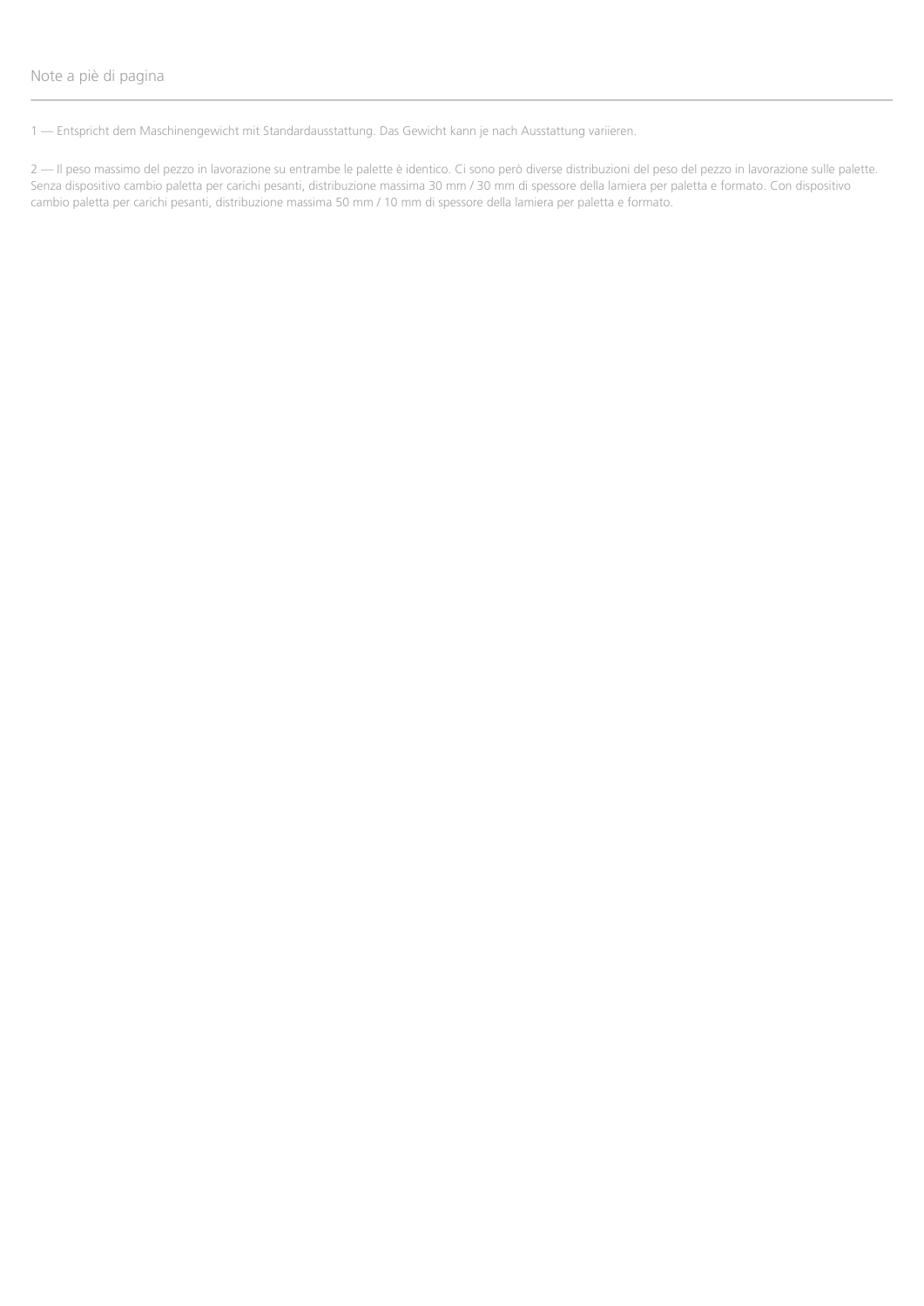## Note a piè di pagina

1 — Entspricht dem Maschinengewicht mit Standardausstattung. Das Gewicht kann je nach Ausstattung variieren.

2 — Il peso massimo del pezzo in lavorazione su entrambe le palette è identico. Ci sono però diverse distribuzioni del peso del pezzo in lavorazione sulle palette. Senza dispositivo cambio paletta per carichi pesanti, distribuzione massima 30 mm / 30 mm di spessore della lamiera per paletta e formato. Con dispositivo cambio paletta per carichi pesanti, distribuzione massima 50 mm / 10 mm di spessore della lamiera per paletta e formato.